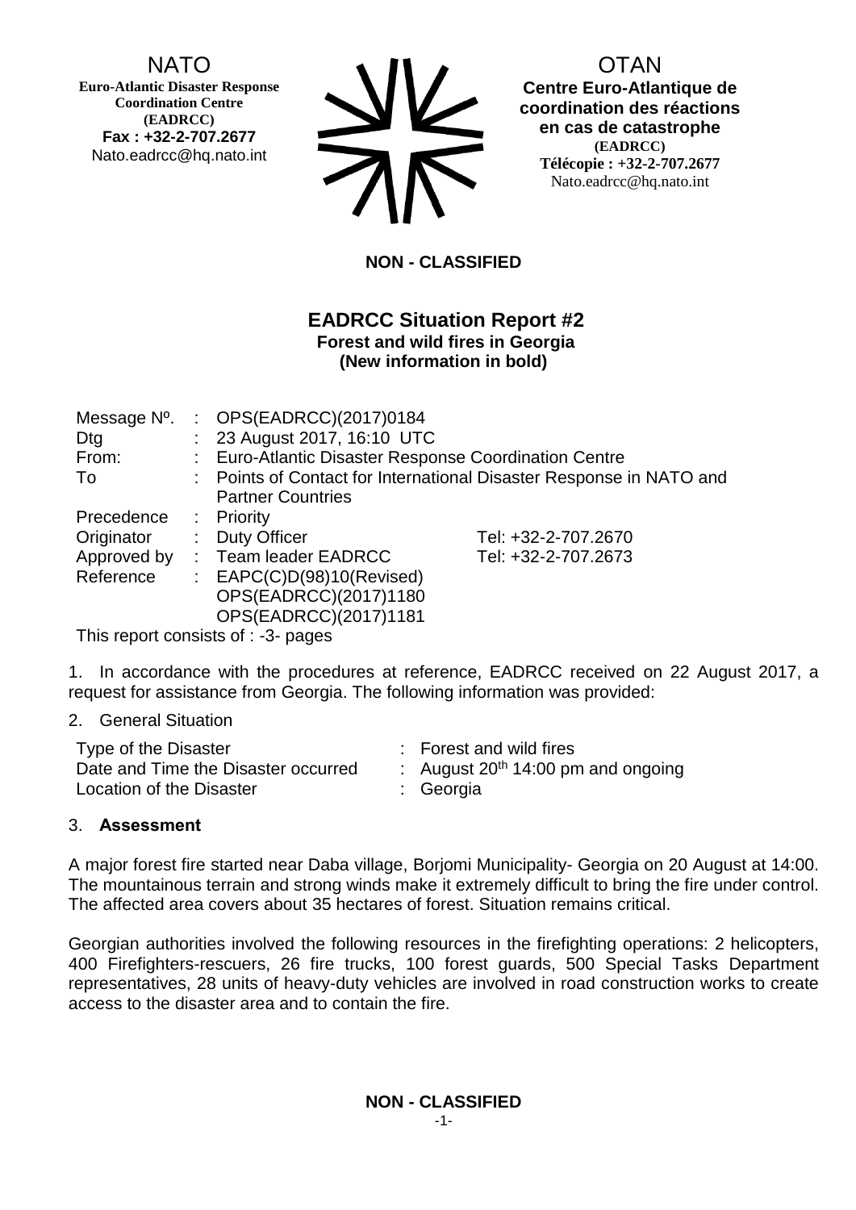NATO
**Euro-Atlantic Disaster Response Coordination Centre (EADRCC)**
**Fax : +32-2-707.2677**
Nato.eadrcc@hq.nato.int

OTAN
**Centre Euro-Atlantique de coordination des réactions en cas de catastrophe**
**(EADRCC)**
**Télécopie : +32-2-707.2677**
Nato.eadrcc@hq.nato.int

**NON - CLASSIFIED**

# EADRCC Situation Report #2

**Forest and wild fires in Georgia**
**(New information in bold)**

| | | | |
|---|---|---|---|
| Message Nº. | : | OPS(EADRCC)(2017)0184 | |
| Dtg | : | 23 August 2017, 16:10 UTC | |
| From: | : | Euro-Atlantic Disaster Response Coordination Centre | |
| To | : | Points of Contact for International Disaster Response in NATO and Partner Countries | |
| Precedence | : | Priority | |
| Originator | : | Duty Officer | Tel: +32-2-707.2670 |
| Approved by | : | Team leader EADRCC | Tel: +32-2-707.2673 |
| Reference | : | EAPC(C)D(98)10(Revised)<br>OPS(EADRCC)(2017)1180<br>OPS(EADRCC)(2017)1181 | |

This report consists of : -3- pages

1. In accordance with the procedures at reference, EADRCC received on 22 August 2017, a request for assistance from Georgia. The following information was provided:

2. General Situation

| | |
|---|---|
| Type of the Disaster | : Forest and wild fires |
| Date and Time the Disaster occurred | : August 20th 14:00 pm and ongoing |
| Location of the Disaster | : Georgia |

3. **Assessment**

A major forest fire started near Daba village, Borjomi Municipality- Georgia on 20 August at 14:00. The mountainous terrain and strong winds make it extremely difficult to bring the fire under control. The affected area covers about 35 hectares of forest. Situation remains critical.

Georgian authorities involved the following resources in the firefighting operations: 2 helicopters, 400 Firefighters-rescuers, 26 fire trucks, 100 forest guards, 500 Special Tasks Department representatives, 28 units of heavy-duty vehicles are involved in road construction works to create access to the disaster area and to contain the fire.

**NON - CLASSIFIED**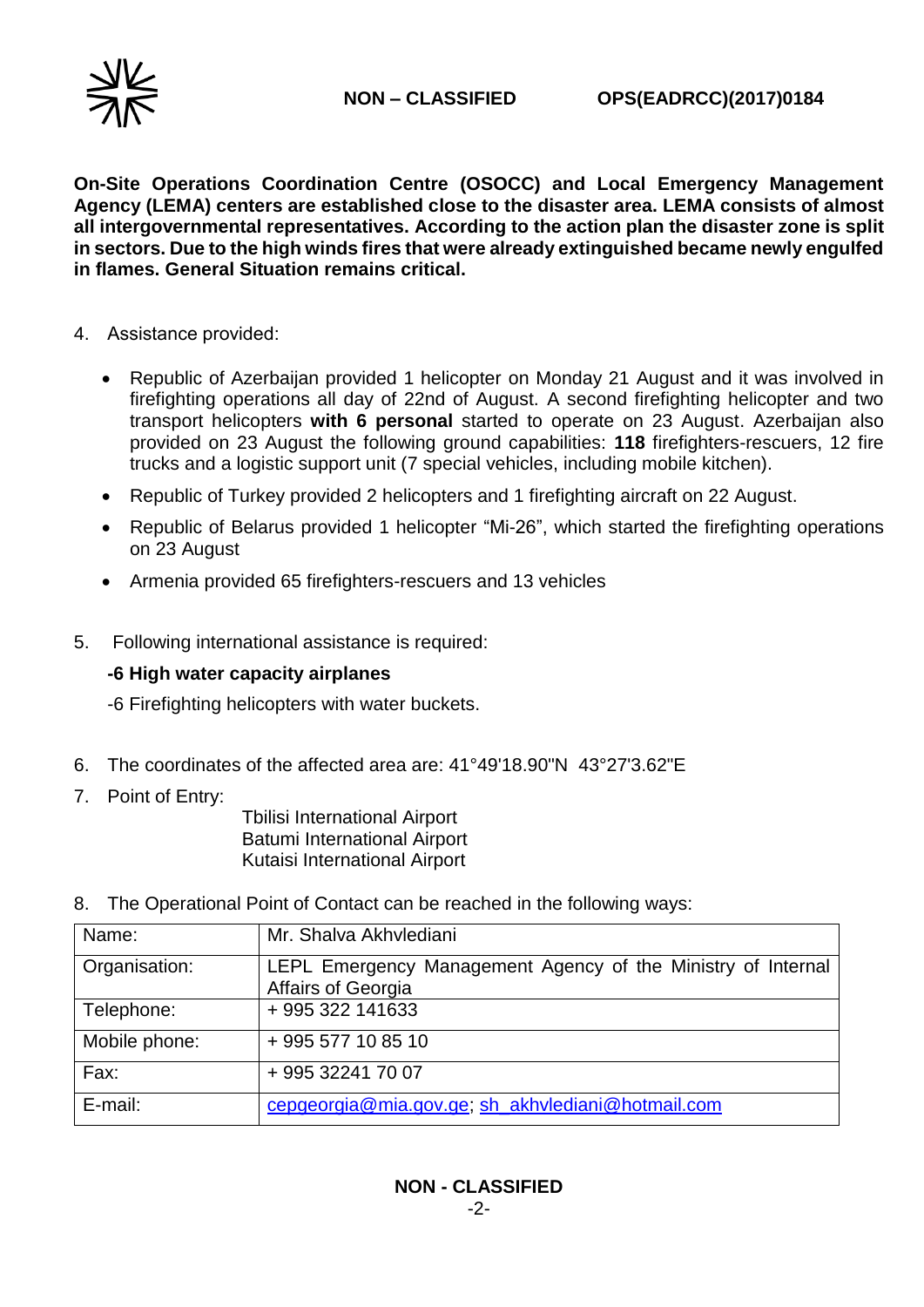**On-Site Operations Coordination Centre (OSOCC) and Local Emergency Management Agency (LEMA) centers are established close to the disaster area. LEMA consists of almost all intergovernmental representatives. According to the action plan the disaster zone is split in sectors. Due to the high winds fires that were already extinguished became newly engulfed in flames. General Situation remains critical.**

4. Assistance provided:

   - Republic of Azerbaijan provided 1 helicopter on Monday 21 August and it was involved in firefighting operations all day of 22nd of August. A second firefighting helicopter and two transport helicopters **with 6 personal** started to operate on 23 August. Azerbaijan also provided on 23 August the following ground capabilities: **118** firefighters-rescuers, 12 fire trucks and a logistic support unit (7 special vehicles, including mobile kitchen).
   - Republic of Turkey provided 2 helicopters and 1 firefighting aircraft on 22 August.
   - Republic of Belarus provided 1 helicopter "Mi-26", which started the firefighting operations on 23 August
   - Armenia provided 65 firefighters-rescuers and 13 vehicles

5. Following international assistance is required:

   **-6 High water capacity airplanes**

   -6 Firefighting helicopters with water buckets.

6. The coordinates of the affected area are: 41°49'18.90"N 43°27'3.62"E

7. Point of Entry:

   Tbilisi International Airport
   Batumi International Airport
   Kutaisi International Airport

8. The Operational Point of Contact can be reached in the following ways:

| Name: | Mr. Shalva Akhvlediani |
|---|---|
| Organisation: | LEPL Emergency Management Agency of the Ministry of Internal Affairs of Georgia |
| Telephone: | + 995 322 141633 |
| Mobile phone: | + 995 577 10 85 10 |
| Fax: | + 995 32241 70 07 |
| E-mail: | cepgeorgia@mia.gov.ge; sh_akhvlediani@hotmail.com |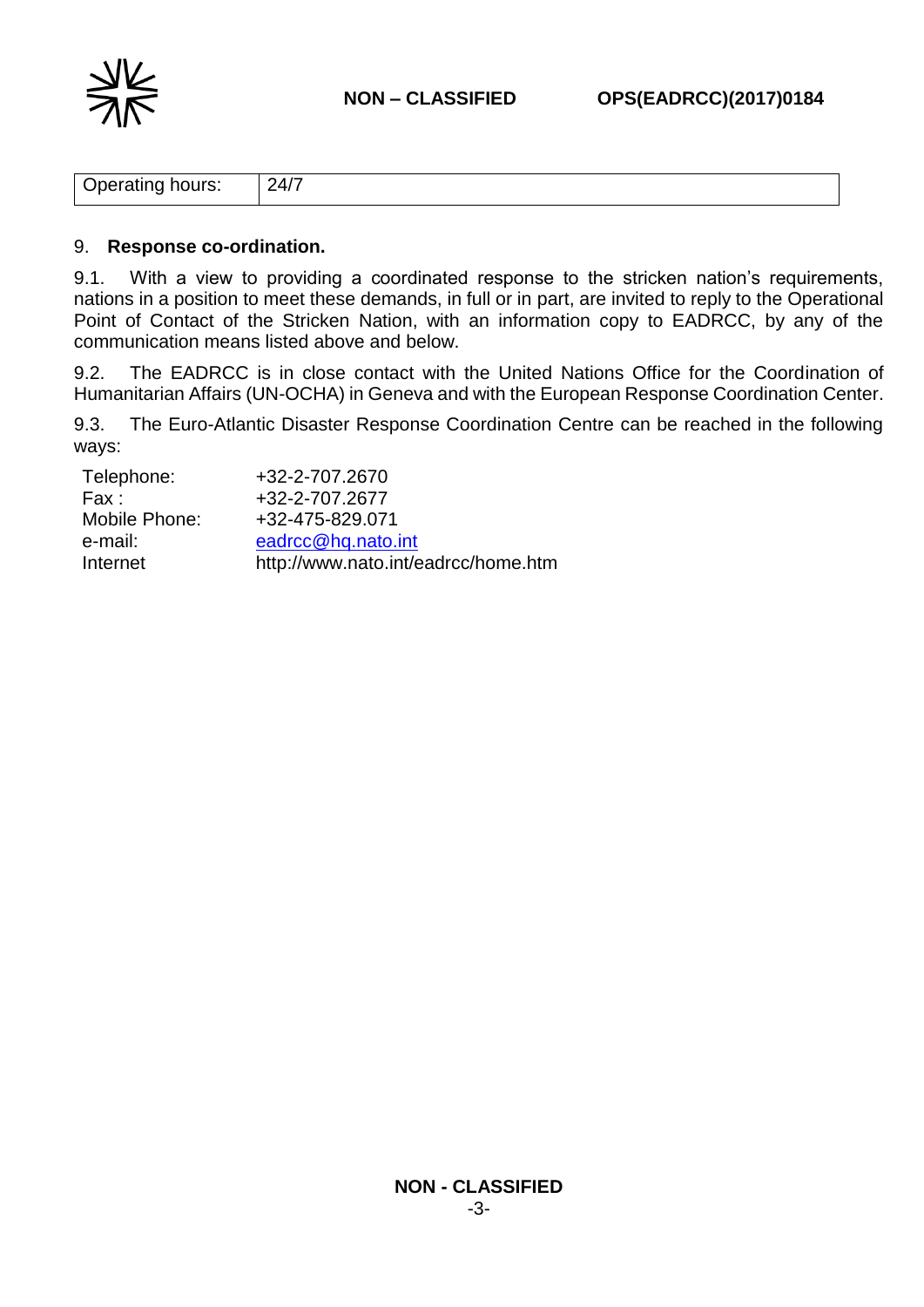| Operating hours: | 24/7 |
| --- | --- |

## 9. **Response co-ordination.**

9.1. With a view to providing a coordinated response to the stricken nation's requirements, nations in a position to meet these demands, in full or in part, are invited to reply to the Operational Point of Contact of the Stricken Nation, with an information copy to EADRCC, by any of the communication means listed above and below.

9.2. The EADRCC is in close contact with the United Nations Office for the Coordination of Humanitarian Affairs (UN-OCHA) in Geneva and with the European Response Coordination Center.

9.3. The Euro-Atlantic Disaster Response Coordination Centre can be reached in the following ways:

| | |
| --- | --- |
| Telephone: | +32-2-707.2670 |
| Fax : | +32-2-707.2677 |
| Mobile Phone: | +32-475-829.071 |
| e-mail: | eadrcc@hq.nato.int |
| Internet | http://www.nato.int/eadrcc/home.htm |